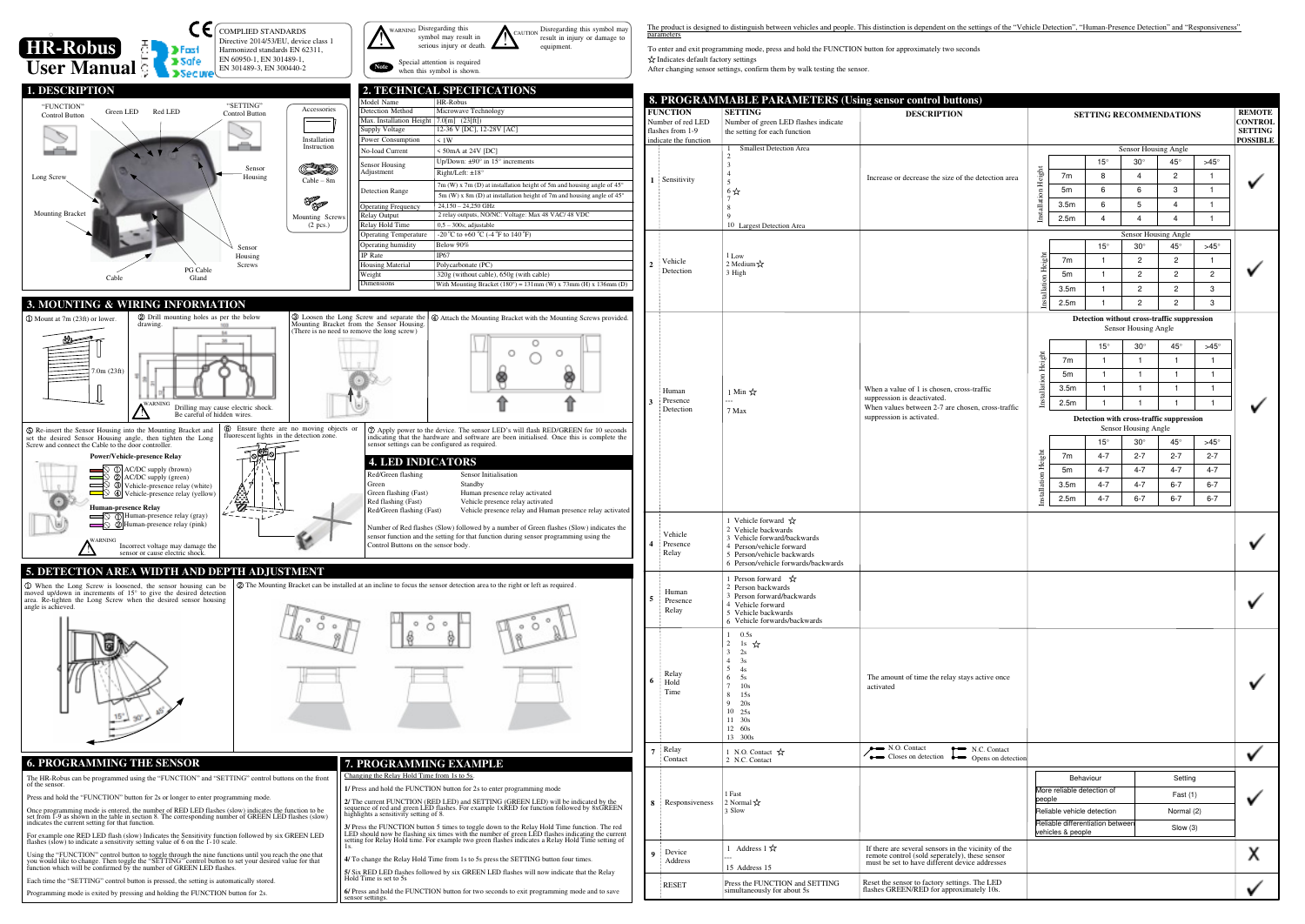# HR-Robus User Manual

Fast Safe Secure

**COMPLIED STANDARDS**
Directive 2014/53/EU, device class 1
Harmonized standards EN 62311, EN 60950-1, EN 301489-1, EN 301489-3, EN 300440-2

**WARNING** Disregarding this symbol may result in serious injury or death.

**CAUTION** Disregarding this symbol may result in injury or damage to equipment.

**Note** Special attention is required when this symbol is shown.

## 1. DESCRIPTION

"FUNCTION" Control Button, Green LED, Red LED, "SETTING" Control Button, Long Screw, Sensor Housing, Mounting Bracket, Sensor Housing Screws, Cable, PG Cable Gland

Accessories: Installation Instruction, Cable – 8m, Mounting Screws (2 pcs.)

## 2. TECHNICAL SPECIFICATIONS

| Model Name | HR-Robus |
|---|---|
| Detection Method | Microwave Technology |
| Max. Installation Height | 7.0[m] (23[ft]) |
| Supply Voltage | 12-36 V [DC], 12-28V [AC] |
| Power Consumption | < 1W |
| No-load Current | < 50mA at 24V [DC] |
| Sensor Housing Adjustment | Up/Down: ±90° in 15° increments<br>Right/Left: ±18° |
| Detection Range | 7m (W) x 7m (D) at installation height of 5m and housing angle of 45°<br>5m (W) x 8m (D) at installation height of 7m and housing angle of 45° |
| Operating Frequency | 24.150 – 24.250 GHz |
| Relay Output | 2 relay outputs, NO/NC: Voltage: Max 48 VAC/ 48 VDC |
| Relay Hold Time | 0.5 – 300s; adjustable |
| Operating Temperature | -20˚C to +60 ˚C (-4 ˚F to 140 ˚F) |
| Operating humidity | Below 90% |
| IP Rate | IP67 |
| Housing Material | Polycarbonate (PC) |
| Weight | 320g (without cable), 650g (with cable) |
| Dimensions | With Mounting Bracket (180°) = 131mm (W) x 73mm (H) x 136mm (D) |

## 3. MOUNTING & WIRING INFORMATION

① Mount at 7m (23ft) or lower.

② Drill mounting holes as per the below drawing.

WARNING: Drilling may cause electric shock. Be careful of hidden wires.

③ Loosen the Long Screw and separate the Mounting Bracket from the Sensor Housing. (There is no need to remove the long screw)

④ Attach the Mounting Bracket with the Mounting Screws provided.

⑤ Re-insert the Sensor Housing into the Mounting Bracket and set the desired Sensor Housing angle, then tighten the Long Screw and connect the Cable to the door controller.

**Power/Vehicle-presence Relay**
- ① AC/DC supply (brown)
- ② AC/DC supply (green)
- ③ Vehicle-presence relay (white)
- ④ Vehicle-presence relay (yellow)

**Human-presence Relay**
- ① Human-presence relay (gray)
- ② Human-presence relay (pink)

WARNING: Incorrect voltage may damage the sensor or cause electric shock.

⑥ Ensure there are no moving objects or fluorescent lights in the detection zone.

⑦ Apply power to the device. The sensor LED's will flash RED/GREEN for 10 seconds indicating that the hardware and software are been initialised. Once this is complete the sensor settings can be configured as required.

## 4. LED INDICATORS

| | |
|---|---|
| Red/Green flashing | Sensor Initialisation |
| Green | Standby |
| Green flashing (Fast) | Human presence relay activated |
| Red flashing (Fast) | Vehicle presence relay activated |
| Red/Green flashing (Fast) | Vehicle presence relay and Human presence relay activated |

Number of Red flashes (Slow) followed by a number of Green flashes (Slow) indicates the sensor function and the setting for that function during sensor programming using the Control Buttons on the sensor body.

## 5. DETECTION AREA WIDTH AND DEPTH ADJUSTMENT

① When the Long Screw is loosened, the sensor housing can be moved up/down in increments of 15° to give the desired detection area. Re-tighten the Long Screw when the desired sensor housing angle is achieved.

② The Mounting Bracket can be installed at an incline to focus the sensor detection area to the right or left as required.

## 6. PROGRAMMING THE SENSOR

The HR-Robus can be programmed using the "FUNCTION" and "SETTING" control buttons on the front of the sensor.

Press and hold the "FUNCTION" button for 2s or longer to enter programming mode.

Once programming mode is entered, the number of RED LED flashes (slow) indicates the function to be set from 1-9 as shown in the table in section 8. The corresponding number of GREEN LED flashes (slow) indicates the current setting for that function.

For example one RED LED flash (slow) Indicates the Sensitivity function followed by six GREEN LED flashes (slow) to indicate a sensitivity setting value of 6 on the 1-10 scale.

Using the "FUNCTION" control button to toggle through the nine functions until you reach the one that you would like to change. Then toggle the "SETTING" control button to set your desired value for that function which will be confirmed by the number of GREEN LED flashes.

Each time the "SETTING" control button is pressed, the setting is automatically stored.

Programming mode is exited by pressing and holding the FUNCTION button for 2s.

## 7. PROGRAMMING EXAMPLE

Changing the Relay Hold Time from 1s to 5s.

1/ Press and hold the FUNCTION button for 2s to enter programming mode

2/ The current FUNCTION (RED LED) and SETTING (GREEN LED) will be indicated by the sequence of red and green LED flashes. For example 1xRED for function followed by 8xGREEN highlights a sensitivity setting of 8.

3/ Press the FUNCTION button 5 times to toggle down to the Relay Hold Time function. The red LED should now be flashing six times with the number of green LED flashes indicating the current setting for Relay Hold time. For example two green flashes indicates a Relay Hold Time setting of 1s.

4/ To change the Relay Hold Time from 1s to 5s press the SETTING button four times.

5/ Six RED LED flashes followed by six GREEN LED flashes will now indicate that the Relay Hold Time is set to 5s

6/ Press and hold the FUNCTION button for two seconds to exit programming mode and to save sensor settings.

The product is designed to distinguish between vehicles and people. This distinction is dependent on the settings of the "Vehicle Detection", "Human-Presence Detection" and "Responsiveness" parameters

To enter and exit programming mode, press and hold the FUNCTION button for approximately two seconds

☆ Indicates default factory settings

After changing sensor settings, confirm them by walk testing the sensor.

## 8. PROGRAMMABLE PARAMETERS (Using sensor control buttons)

| FUNCTION (Number of red LED flashes from 1-9 indicate the function) | SETTING (Number of green LED flashes indicate the setting for each function) | DESCRIPTION | SETTING RECOMMENDATIONS | REMOTE CONTROL SETTING POSSIBLE |
|---|---|---|---|---|
| 1 Sensitivity | 1 Smallest Detection Area<br>2<br>3<br>4<br>5<br>6 ☆<br>7<br>8<br>9<br>10 Largest Detection Area | Increase or decrease the size of the detection area | See table 1 below | ✓ |
| 2 Vehicle Detection | 1 Low<br>2 Medium ☆<br>3 High | | See table 2 below | ✓ |
| 3 Human Presence Detection | 1 Min ☆<br>---<br>7 Max | When a value of 1 is chosen, cross-traffic suppression is deactivated.<br>When values between 2-7 are chosen, cross-traffic suppression is activated. | See tables 3a and 3b below | ✓ |
| 4 Vehicle Presence Relay | 1 Vehicle forward ☆<br>2 Vehicle backwards<br>3 Vehicle forward/backwards<br>4 Person/vehicle forward<br>5 Person/vehicle backwards<br>6 Person/vehicle forwards/backwards | | | ✓ |
| 5 Human Presence Relay | 1 Person forward ☆<br>2 Person backwards<br>3 Person forward/backwards<br>4 Vehicle forward<br>5 Vehicle backwards<br>6 Vehicle forwards/backwards | | | ✓ |
| 6 Relay Hold Time | 1 0.5s<br>2 1s ☆<br>3 2s<br>4 3s<br>5 4s<br>6 5s<br>7 10s<br>8 15s<br>9 20s<br>10 25s<br>11 30s<br>12 60s<br>13 300s | The amount of time the relay stays active once activated | | ✓ |
| 7 Relay Contact | 1 N.O. Contact ☆<br>2 N.C. Contact | N.O. Contact: Closes on detection<br>N.C. Contact: Opens on detection | | ✓ |
| 8 Responsiveness | 1 Fast<br>2 Normal ☆<br>3 Slow | | See table 4 below | ✓ |
| 9 Device Address | 1 Address 1 ☆<br>---<br>15 Address 15 | If there are several sensors in the vicinity of the remote control (sold seperately), these sensor must be set to have different device addresses | | ✗ |
| RESET | Press the FUNCTION and SETTING simultaneously for about 5s | Reset the sensor to factory settings. The LED flashes GREEN/RED for approximately 10s. | | ✓ |

**Table 1 – Sensitivity (Sensor Housing Angle)**

| Installation Height | 15° | 30° | 45° | >45° |
|---|---|---|---|---|
| 7m | 8 | 4 | 2 | 1 |
| 5m | 6 | 6 | 3 | 1 |
| 3.5m | 6 | 5 | 4 | 1 |
| 2.5m | 4 | 4 | 4 | 1 |

**Table 2 – Vehicle Detection (Sensor Housing Angle)**

| Installation Height | 15° | 30° | 45° | >45° |
|---|---|---|---|---|
| 7m | 1 | 2 | 2 | 1 |
| 5m | 1 | 2 | 2 | 2 |
| 3.5m | 1 | 2 | 2 | 3 |
| 2.5m | 1 | 2 | 2 | 3 |

**Table 3a – Detection without cross-traffic suppression (Sensor Housing Angle)**

| Installation Height | 15° | 30° | 45° | >45° |
|---|---|---|---|---|
| 7m | 1 | 1 | 1 | 1 |
| 5m | 1 | 1 | 1 | 1 |
| 3.5m | 1 | 1 | 1 | 1 |
| 2.5m | 1 | 1 | 1 | 1 |

**Table 3b – Detection with cross-traffic suppression (Sensor Housing Angle)**

| Installation Height | 15° | 30° | 45° | >45° |
|---|---|---|---|---|
| 7m | 4-7 | 2-7 | 2-7 | 2-7 |
| 5m | 4-7 | 4-7 | 4-7 | 4-7 |
| 3.5m | 4-7 | 4-7 | 6-7 | 6-7 |
| 2.5m | 4-7 | 6-7 | 6-7 | 6-7 |

**Table 4 – Responsiveness**

| Behaviour | Setting |
|---|---|
| More reliable detection of people | Fast (1) |
| Reliable vehicle detection | Normal (2) |
| Reliable differentiation between vehicles & people | Slow (3) |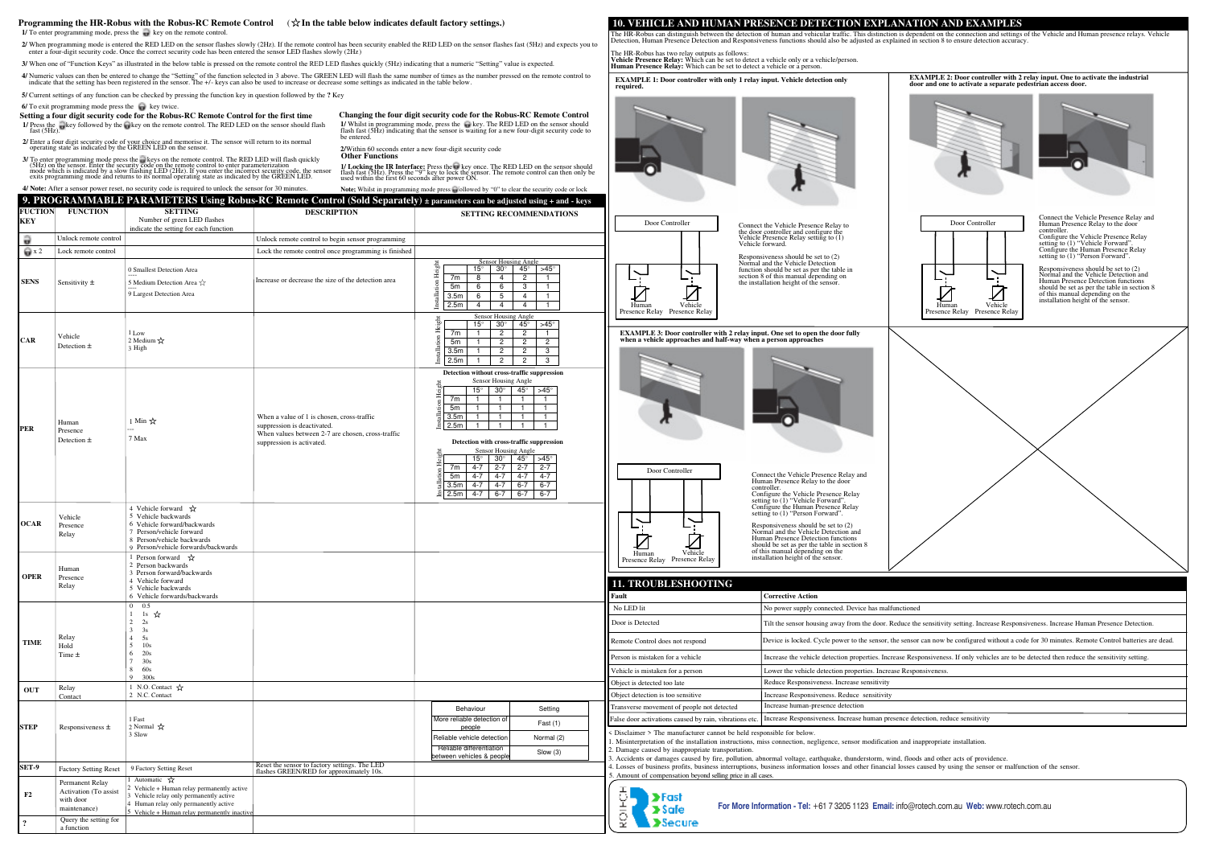## Programming the HR-Robus with the Robus-RC Remote Control (☆ In the table below indicates default factory settings.)

1/ To enter programming mode, press the key on the remote control.

2/ When programming mode is entered the RED LED on the sensor flashes slowly (2Hz). If the remote control has been security enabled the RED LED on the sensor flashes fast (5Hz) and expects you to enter a four-digit security code. Once the correct security code has been entered the sensor LED flashes slowly (2Hz)

3/ When one of "Function Keys" as illustrated in the below table is pressed on the remote control the RED LED flashes quickly (5Hz) indicating that a numeric "Setting" value is expected.

4/ Numeric values can then be entered to change the "Setting" of the function selected in 3 above. The GREEN LED will flash the same number of times as the number pressed on the remote control to indicate that the setting has been registered in the sensor. The +/- keys can also be used to increase or decrease some settings as indicated in the table below.

5/ Current settings of any function can be checked by pressing the function key in question followed by the ? Key

6/ To exit programming mode press the key twice.

### Setting a four digit security code for the Robus-RC Remote Control for the first time

1/ Press the key followed by the key on the remote control. The RED LED on the sensor should flash fast (5Hz).

2/ Enter a four digit security code of your choice and memorise it. The sensor will return to its normal operating state as indicated by the GREEN LED on the sensor.

3/ To enter programming mode press the keys on the remote control. The RED LED will flash quickly (5Hz) on the sensor. Enter the security code on the remote control to enter parameterization mode which is indicated by a slow flashing LED (2Hz). If you enter the incorrect security code, the sensor exits programming mode and returns to its normal operating state as indicated by the GREEN LED.

4/ **Note:** After a sensor power reset, no security code is required to unlock the sensor for 30 minutes.

### Changing the four digit security code for the Robus-RC Remote Control

1/ Whilst in programming mode, press the key. The RED LED on the sensor should flash fast (5Hz) indicating that the sensor is waiting for a new four-digit security code to be entered.

2/Within 60 seconds enter a new four-digit security code

### Other Functions

1/ **Locking the IR Interface:** Press the key once. The RED LED on the sensor should flash fast (5Hz). Press the "9" key to lock the sensor. The remote control can then only be used within the first 60 seconds after power ON.

**Note;** Whilst in programming mode press followed by "0" to clear the security code or lock

## 9. PROGRAMMABLE PARAMETERS Using Robus-RC Remote Control (Sold Separately) ± parameters can be adjusted using + and - keys

| FUCTION KEY | FUNCTION | SETTING<br>Number of green LED flashes indicate the setting for each function | DESCRIPTION | SETTING RECOMMENDATIONS |
|---|---|---|---|---|
| (key) | Unlock remote control | | Unlock remote control to begin sensor programming | |
| (key) x 2 | Lock remote control | | Lock the remote control once programming is finished | |
| SENS | Sensitivity ± | 0 Smallest Detection Area<br>-----<br>5 Medium Detection Area ☆<br>-----<br>9 Largest Detection Area | Increase or decrease the size of the detection area | See table SENS below |
| CAR | Vehicle Detection ± | 1 Low<br>2 Medium ☆<br>3 High | | See table CAR below |
| PER | Human Presence Detection ± | 1 Min ☆<br>---<br>7 Max | When a value of 1 is chosen, cross-traffic suppression is deactivated.<br>When values between 2-7 are chosen, cross-traffic suppression is activated. | See tables PER below |
| OCAR | Vehicle Presence Relay | 4 Vehicle forward ☆<br>5 Vehicle backwards<br>6 Vehicle forward/backwards<br>7 Person/vehicle forward<br>8 Person/vehicle backwards<br>9 Person/vehicle forwards/backwards | | |
| OPER | Human Presence Relay | 1 Person forward ☆<br>2 Person backwards<br>3 Person forward/backwards<br>4 Vehicle forward<br>5 Vehicle backwards<br>6 Vehicle forwards/backwards | | |
| TIME | Relay Hold Time ± | 0 0.5<br>1 1s ☆<br>2 2s<br>3 3s<br>4 5s<br>5 10s<br>6 20s<br>7 30s<br>8 60s<br>9 300s | | |
| OUT | Relay Contact | 1 N.O. Contact ☆<br>2 N.C. Contact | | |
| STEP | Responsiveness ± | 1 Fast<br>2 Normal ☆<br>3 Slow | | See table STEP below |
| SET-9 | Factory Setting Reset | 9 Factory Setting Reset | Reset the sensor to factory settings. The LED flashes GREEN/RED for approximately 10s. | |
| F2 | Permanent Relay Activation (To assist with door maintenance) | 1 Automatic ☆<br>2 Vehicle + Human relay permanently active<br>3 Vehicle relay only permanently active<br>4 Human relay only permanently active<br>5 Vehicle + Human relay permanently inactive | | |
| ? | Query the setting for a function | | | |

**SENS – Setting recommendations**

| Installation Height | Sensor Housing Angle 15° | 30° | 45° | >45° |
|---|---|---|---|---|
| 7m | 8 | 4 | 2 | 1 |
| 5m | 6 | 6 | 3 | 1 |
| 3.5m | 6 | 5 | 4 | 1 |
| 2.5m | 4 | 4 | 4 | 1 |

**CAR – Setting recommendations**

| Installation Height | Sensor Housing Angle 15° | 30° | 45° | >45° |
|---|---|---|---|---|
| 7m | 1 | 2 | 2 | 1 |
| 5m | 1 | 2 | 2 | 2 |
| 3.5m | 1 | 2 | 2 | 3 |
| 2.5m | 1 | 2 | 2 | 3 |

**PER – Detection without cross-traffic suppression**

| Installation Height | Sensor Housing Angle 15° | 30° | 45° | >45° |
|---|---|---|---|---|
| 7m | 1 | 1 | 1 | 1 |
| 5m | 1 | 1 | 1 | 1 |
| 3.5m | 1 | 1 | 1 | 1 |
| 2.5m | 1 | 1 | 1 | 1 |

**PER – Detection with cross-traffic suppression**

| Installation Height | Sensor Housing Angle 15° | 30° | 45° | >45° |
|---|---|---|---|---|
| 7m | 4-7 | 2-7 | 2-7 | 2-7 |
| 5m | 4-7 | 4-7 | 4-7 | 4-7 |
| 3.5m | 4-7 | 4-7 | 6-7 | 6-7 |
| 2.5m | 4-7 | 6-7 | 6-7 | 6-7 |

**STEP – Setting recommendations**

| Behaviour | Setting |
|---|---|
| More reliable detection of people | Fast (1) |
| Reliable vehicle detection | Normal (2) |
| Reliable differentiation between vehicles & people | Slow (3) |

## 10. VEHICLE AND HUMAN PRESENCE DETECTION EXPLANATION AND EXAMPLES

The HR-Robus can distinguish between the detection of human and vehicular traffic. This distinction is dependent on the connection and settings of the Vehicle and Human presence relays. Vehicle Detection, Human Presence Detection and Responsiveness functions should also be adjusted as explained in section 8 to ensure detection accuracy.

The HR-Robus has two relay outputs as follows:
**Vehicle Presence Relay:** Which can be set to detect a vehicle only or a vehicle/person.
**Human Presence Relay:** Which can be set to detect a vehicle or a person.

**EXAMPLE 1: Door controller with only 1 relay input. Vehicle detection only required.**

Door Controller — Human Presence Relay — Vehicle Presence Relay

Connect the Vehicle Presence Relay to the door controller and configure the Vehicle Presence Relay setting to (1) Vehicle forward.

Responsiveness should be set to (2) Normal and the Vehicle Detection function should be set as per the table in section 8 of this manual depending on the installation height of the sensor.

**EXAMPLE 2: Door controller with 2 relay input. One to activate the industrial door and one to activate a separate pedestrian access door.**

Door Controller — Human Presence Relay — Vehicle Presence Relay

Connect the Vehicle Presence Relay and Human Presence Relay to the door controller.
Configure the Vehicle Presence Relay setting to (1) "Vehicle Forward".
Configure the Human Presence Relay setting to (1) "Person Forward".

Responsiveness should be set to (2) Normal and the Vehicle Detection and Human Presence Detection functions should be set as per the table in section 8 of this manual depending on the installation height of the sensor.

**EXAMPLE 3: Door controller with 2 relay input. One set to open the door fully when a vehicle approaches and half-way when a person approaches**

Door Controller — Human Presence Relay — Vehicle Presence Relay

Connect the Vehicle Presence Relay and Human Presence Relay to the door controller.
Configure the Vehicle Presence Relay setting to (1) "Vehicle Forward".
Configure the Human Presence Relay setting to (1) "Person Forward".

Responsiveness should be set to (2) Normal and the Vehicle Detection and Human Presence Detection functions should be set as per the table in section 8 of this manual depending on the installation height of the sensor.

## 11. TROUBLESHOOTING

| Fault | Corrective Action |
|---|---|
| No LED lit | No power supply connected. Device has malfunctioned |
| Door is Detected | Tilt the sensor housing away from the door. Reduce the sensitivity setting. Increase Responsiveness. Increase Human Presence Detection. |
| Remote Control does not respond | Device is locked. Cycle power to the sensor, the sensor can now be configured without a code for 30 minutes. Remote Control batteries are dead. |
| Person is mistaken for a vehicle | Increase the vehicle detection properties. Increase Responsiveness. If only vehicles are to be detected then reduce the sensitivity setting. |
| Vehicle is mistaken for a person | Lower the vehicle detection properties. Increase Responsiveness. |
| Object is detected too late | Reduce Responsiveness. Increase sensitivity |
| Object detection is too sensitive | Increase Responsiveness. Reduce sensitivity |
| Transverse movement of people not detected | Increase human-presence detection |
| False door activations caused by rain, vibrations etc. | Increase Responsiveness. Increase human presence detection, reduce sensitivity |

< Disclaimer > The manufacturer cannot be held responsible for below.

1. Misinterpretation of the installation instructions, miss connection, negligence, sensor modification and inappropriate installation.
2. Damage caused by inappropriate transportation.
3. Accidents or damages caused by fire, pollution, abnormal voltage, earthquake, thunderstorm, wind, floods and other acts of providence.
4. Losses of business profits, business interruptions, business information losses and other financial losses caused by using the sensor or malfunction of the sensor.
5. Amount of compensation beyond selling price in all cases.

ROTECH — Fast Safe Secure

**For More Information - Tel:** +61 7 3205 1123 **Email:** info@rotech.com.au **Web:** www.rotech.com.au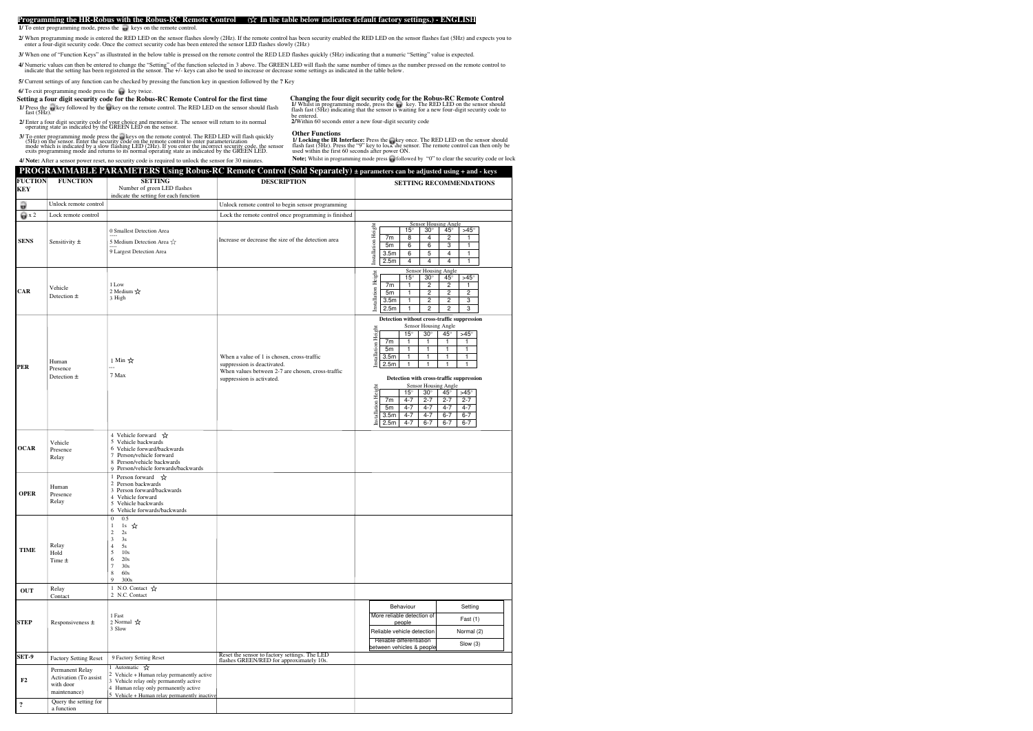# Programming the HR-Robus with the Robus-RC Remote Control (☆ In the table below indicates default factory settings.) - ENGLISH

**1/** To enter programming mode, press the keys on the remote control.

**2/** When programming mode is entered the RED LED on the sensor flashes slowly (2Hz). If the remote control has been security enabled the RED LED on the sensor flashes fast (5Hz) and expects you to enter a four-digit security code. Once the correct security code has been entered the sensor LED flashes slowly (2Hz)

**3/** When one of "Function Keys" as illustrated in the below table is pressed on the remote control the RED LED flashes quickly (5Hz) indicating that a numeric "Setting" value is expected.

**4/** Numeric values can then be entered to change the "Setting" of the function selected in 3 above. The GREEN LED will flash the same number of times as the number pressed on the remote control to indicate that the setting has been registered in the sensor. The +/- keys can also be used to increase or decrease some settings as indicated in the table below.

**5/** Current settings of any function can be checked by pressing the function key in question followed by the **?** Key

**6/** To exit programming mode press the key twice.

## Setting a four digit security code for the Robus-RC Remote Control for the first time

**1/** Press the key followed by the key on the remote control. The RED LED on the sensor should flash fast (5Hz).

**2/** Enter a four digit security code of your choice and memorise it. The sensor will return to its normal operating state as indicated by the GREEN LED on the sensor.

**3/** To enter programming mode press the keys on the remote control. The RED LED will flash quickly (5Hz) on the sensor. Enter the security code on the remote control to enter parameterization mode which is indicated by a slow flashing LED (2Hz). If you enter the incorrect security code, the sensor exits programming mode and returns to its normal operating state as indicated by the GREEN LED.

**4/ Note:** After a sensor power reset, no security code is required to unlock the sensor for 30 minutes.

## Changing the four digit security code for the Robus-RC Remote Control

**1/** Whilst in programming mode, press the key. The RED LED on the sensor should flash fast (5Hz) indicating that the sensor is waiting for a new four-digit security code to be entered.

**2/**Within 60 seconds enter a new four-digit security code

## Other Functions

**1/ Locking the IR Interface:** Press the key once. The RED LED on the sensor should flash fast (5Hz). Press the "9" key to lock the sensor. The remote control can then only be used within the first 60 seconds after power ON.

**Note;** Whilst in programming mode press followed by "0" to clear the security code or lock

# PROGRAMMABLE PARAMETERS Using Robus-RC Remote Control (Sold Separately) ± parameters can be adjusted using + and - keys

| FUCTION KEY | FUNCTION | SETTING<br>Number of green LED flashes indicate the setting for each function | DESCRIPTION | SETTING RECOMMENDATIONS |
|---|---|---|---|---|
| | Unlock remote control | | Unlock remote control to begin sensor programming | |
| x 2 | Lock remote control | | Lock the remote control once programming is finished | |
| **SENS** | Sensitivity ± | 0 Smallest Detection Area<br>-----<br>5 Medium Detection Area ☆<br>-----<br>9 Largest Detection Area | Increase or decrease the size of the detection area | Installation Height / Sensor Housing Angle: 15° / 30° / 45° / >45°<br>7m: 8 / 4 / 2 / 1<br>5m: 6 / 6 / 3 / 1<br>3.5m: 6 / 5 / 4 / 1<br>2.5m: 4 / 4 / 4 / 1 |
| **CAR** | Vehicle Detection ± | 1 Low<br>2 Medium ☆<br>3 High | | Installation Height / Sensor Housing Angle: 15° / 30° / 45° / >45°<br>7m: 1 / 2 / 2 / 1<br>5m: 1 / 2 / 2 / 2<br>3.5m: 1 / 2 / 2 / 3<br>2.5m: 1 / 2 / 2 / 3 |
| **PER** | Human Presence Detection ± | 1 Min ☆<br>---<br>7 Max | When a value of 1 is chosen, cross-traffic suppression is deactivated.<br>When values between 2-7 are chosen, cross-traffic suppression is activated. | **Detection without cross-traffic suppression**<br>Installation Height / Sensor Housing Angle: 15° / 30° / 45° / >45°<br>7m: 1 / 1 / 1 / 1<br>5m: 1 / 1 / 1 / 1<br>3.5m: 1 / 1 / 1 / 1<br>2.5m: 1 / 1 / 1 / 1<br>**Detection with cross-traffic suppression**<br>Installation Height / Sensor Housing Angle: 15° / 30° / 45° / >45°<br>7m: 4-7 / 2-7 / 2-7 / 2-7<br>5m: 4-7 / 4-7 / 4-7 / 4-7<br>3.5m: 4-7 / 4-7 / 6-7 / 6-7<br>2.5m: 4-7 / 6-7 / 6-7 / 6-7 |
| **OCAR** | Vehicle Presence Relay | 4 Vehicle forward ☆<br>5 Vehicle backwards<br>6 Vehicle forward/backwards<br>7 Person/vehicle forward<br>8 Person/vehicle backwards<br>9 Person/vehicle forwards/backwards | | |
| **OPER** | Human Presence Relay | 1 Person forward ☆<br>2 Person backwards<br>3 Person forward/backwards<br>4 Vehicle forward<br>5 Vehicle backwards<br>6 Vehicle forwards/backwards | | |
| **TIME** | Relay Hold Time ± | 0 0.5<br>1 1s ☆<br>2 2s<br>3 3s<br>4 5s<br>5 10s<br>6 20s<br>7 30s<br>8 60s<br>9 300s | | |
| **OUT** | Relay Contact | 1 N.O. Contact ☆<br>2 N.C. Contact | | |
| **STEP** | Responsiveness ± | 1 Fast<br>2 Normal ☆<br>3 Slow | | Behaviour / Setting<br>More reliable detection of people: Fast (1)<br>Reliable vehicle detection: Normal (2)<br>Reliable differentiation between vehicles & people: Slow (3) |
| **SET-9** | Factory Setting Reset | 9 Factory Setting Reset | Reset the sensor to factory settings. The LED flashes GREEN/RED for approximately 10s. | |
| **F2** | Permanent Relay Activation (To assist with door maintenance) | 1 Automatic ☆<br>2 Vehicle + Human relay permanently active<br>3 Vehicle relay only permanently active<br>4 Human relay only permanently active<br>5 Vehicle + Human relay permanently inactive | | |
| **?** | Query the setting for a function | | | |